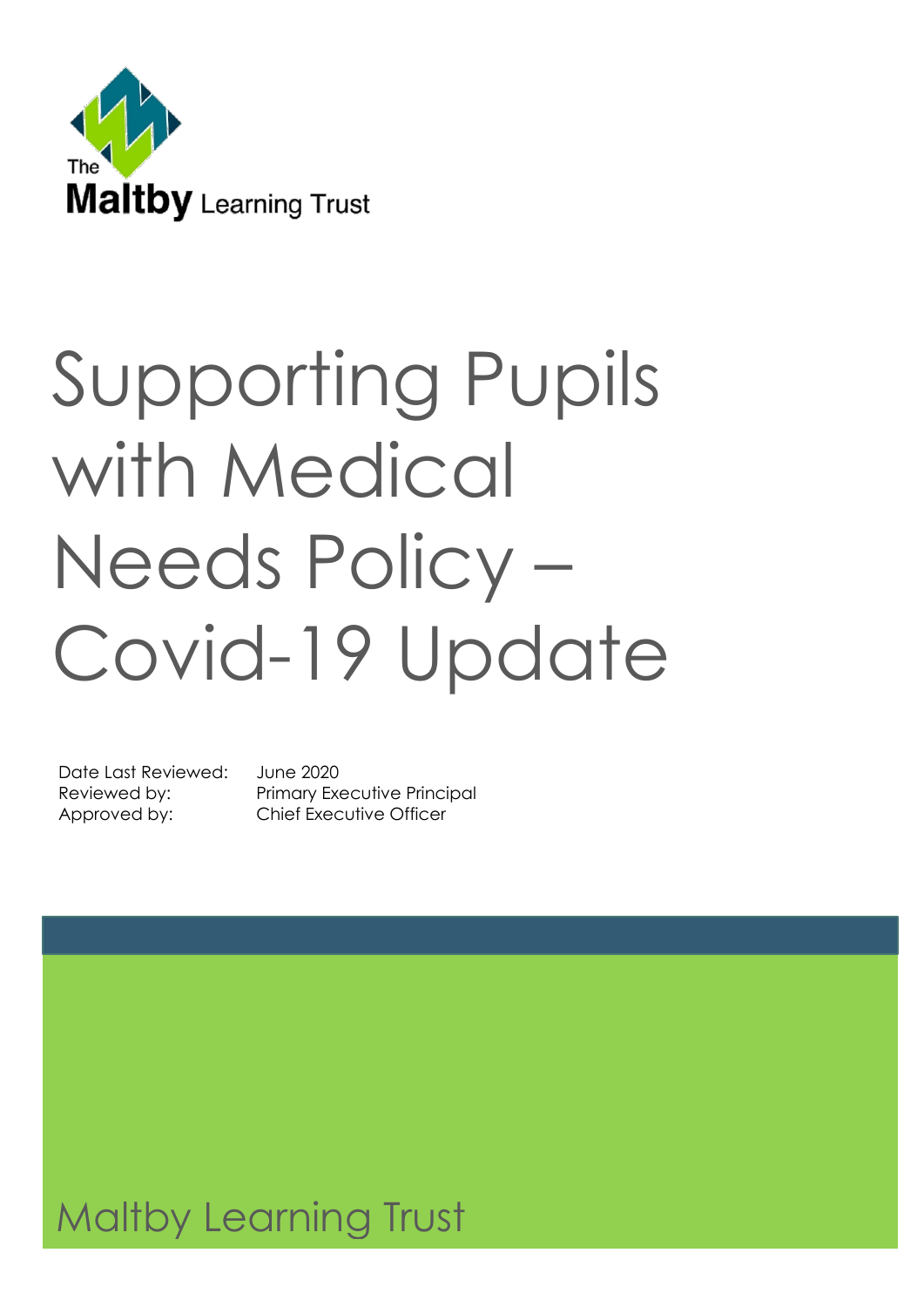The Maltby Learning Trust

# Supporting Pupils with Medical Needs Policy – Covid-19 Update

| | |
|---|---|
| Date Last Reviewed: | June 2020 |
| Reviewed by: | Primary Executive Principal |
| Approved by: | Chief Executive Officer |

Maltby Learning Trust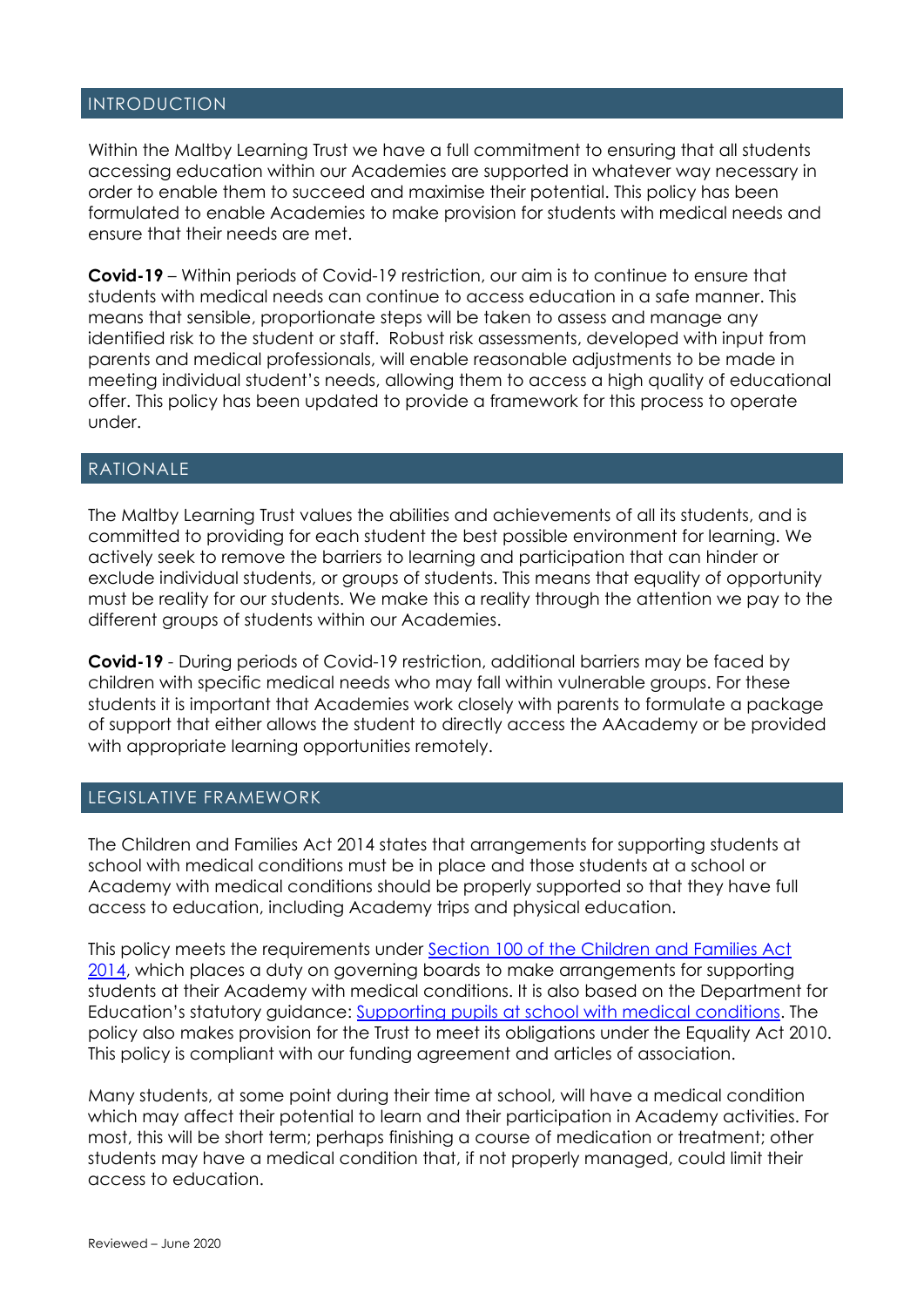## INTRODUCTION

Within the Maltby Learning Trust we have a full commitment to ensuring that all students accessing education within our Academies are supported in whatever way necessary in order to enable them to succeed and maximise their potential. This policy has been formulated to enable Academies to make provision for students with medical needs and ensure that their needs are met.

**Covid-19** – Within periods of Covid-19 restriction, our aim is to continue to ensure that students with medical needs can continue to access education in a safe manner. This means that sensible, proportionate steps will be taken to assess and manage any identified risk to the student or staff. Robust risk assessments, developed with input from parents and medical professionals, will enable reasonable adjustments to be made in meeting individual student's needs, allowing them to access a high quality of educational offer. This policy has been updated to provide a framework for this process to operate under.

## RATIONALE

The Maltby Learning Trust values the abilities and achievements of all its students, and is committed to providing for each student the best possible environment for learning. We actively seek to remove the barriers to learning and participation that can hinder or exclude individual students, or groups of students. This means that equality of opportunity must be reality for our students. We make this a reality through the attention we pay to the different groups of students within our Academies.

**Covid-19** - During periods of Covid-19 restriction, additional barriers may be faced by children with specific medical needs who may fall within vulnerable groups. For these students it is important that Academies work closely with parents to formulate a package of support that either allows the student to directly access the AAcademy or be provided with appropriate learning opportunities remotely.

## LEGISLATIVE FRAMEWORK

The Children and Families Act 2014 states that arrangements for supporting students at school with medical conditions must be in place and those students at a school or Academy with medical conditions should be properly supported so that they have full access to education, including Academy trips and physical education.

This policy meets the requirements under Section 100 of the Children and Families Act 2014, which places a duty on governing boards to make arrangements for supporting students at their Academy with medical conditions. It is also based on the Department for Education's statutory guidance: Supporting pupils at school with medical conditions. The policy also makes provision for the Trust to meet its obligations under the Equality Act 2010. This policy is compliant with our funding agreement and articles of association.

Many students, at some point during their time at school, will have a medical condition which may affect their potential to learn and their participation in Academy activities. For most, this will be short term; perhaps finishing a course of medication or treatment; other students may have a medical condition that, if not properly managed, could limit their access to education.

Reviewed – June 2020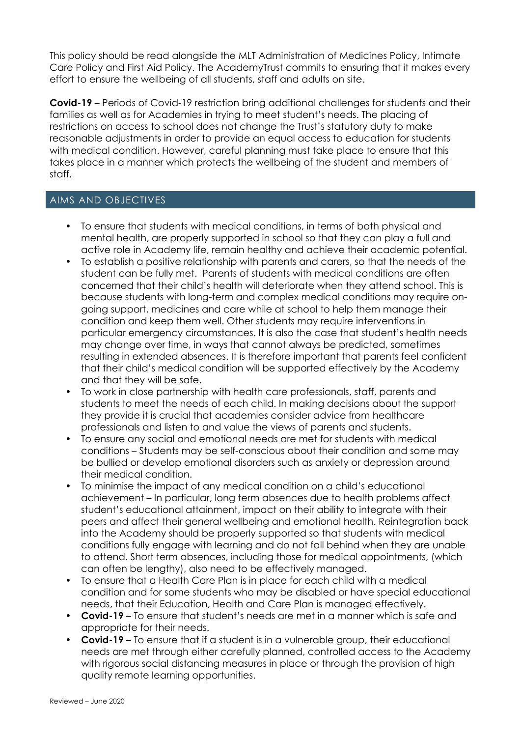This policy should be read alongside the MLT Administration of Medicines Policy, Intimate Care Policy and First Aid Policy. The AcademyTrust commits to ensuring that it makes every effort to ensure the wellbeing of all students, staff and adults on site.

**Covid-19** – Periods of Covid-19 restriction bring additional challenges for students and their families as well as for Academies in trying to meet student's needs. The placing of restrictions on access to school does not change the Trust's statutory duty to make reasonable adjustments in order to provide an equal access to education for students with medical condition. However, careful planning must take place to ensure that this takes place in a manner which protects the wellbeing of the student and members of staff.

## AIMS AND OBJECTIVES

- To ensure that students with medical conditions, in terms of both physical and mental health, are properly supported in school so that they can play a full and active role in Academy life, remain healthy and achieve their academic potential.
- To establish a positive relationship with parents and carers, so that the needs of the student can be fully met. Parents of students with medical conditions are often concerned that their child's health will deteriorate when they attend school. This is because students with long-term and complex medical conditions may require on-going support, medicines and care while at school to help them manage their condition and keep them well. Other students may require interventions in particular emergency circumstances. It is also the case that student's health needs may change over time, in ways that cannot always be predicted, sometimes resulting in extended absences. It is therefore important that parents feel confident that their child's medical condition will be supported effectively by the Academy and that they will be safe.
- To work in close partnership with health care professionals, staff, parents and students to meet the needs of each child. In making decisions about the support they provide it is crucial that academies consider advice from healthcare professionals and listen to and value the views of parents and students.
- To ensure any social and emotional needs are met for students with medical conditions – Students may be self-conscious about their condition and some may be bullied or develop emotional disorders such as anxiety or depression around their medical condition.
- To minimise the impact of any medical condition on a child's educational achievement – In particular, long term absences due to health problems affect student's educational attainment, impact on their ability to integrate with their peers and affect their general wellbeing and emotional health. Reintegration back into the Academy should be properly supported so that students with medical conditions fully engage with learning and do not fall behind when they are unable to attend. Short term absences, including those for medical appointments, (which can often be lengthy), also need to be effectively managed.
- To ensure that a Health Care Plan is in place for each child with a medical condition and for some students who may be disabled or have special educational needs, that their Education, Health and Care Plan is managed effectively.
- **Covid-19** – To ensure that student's needs are met in a manner which is safe and appropriate for their needs.
- **Covid-19** – To ensure that if a student is in a vulnerable group, their educational needs are met through either carefully planned, controlled access to the Academy with rigorous social distancing measures in place or through the provision of high quality remote learning opportunities.

Reviewed – June 2020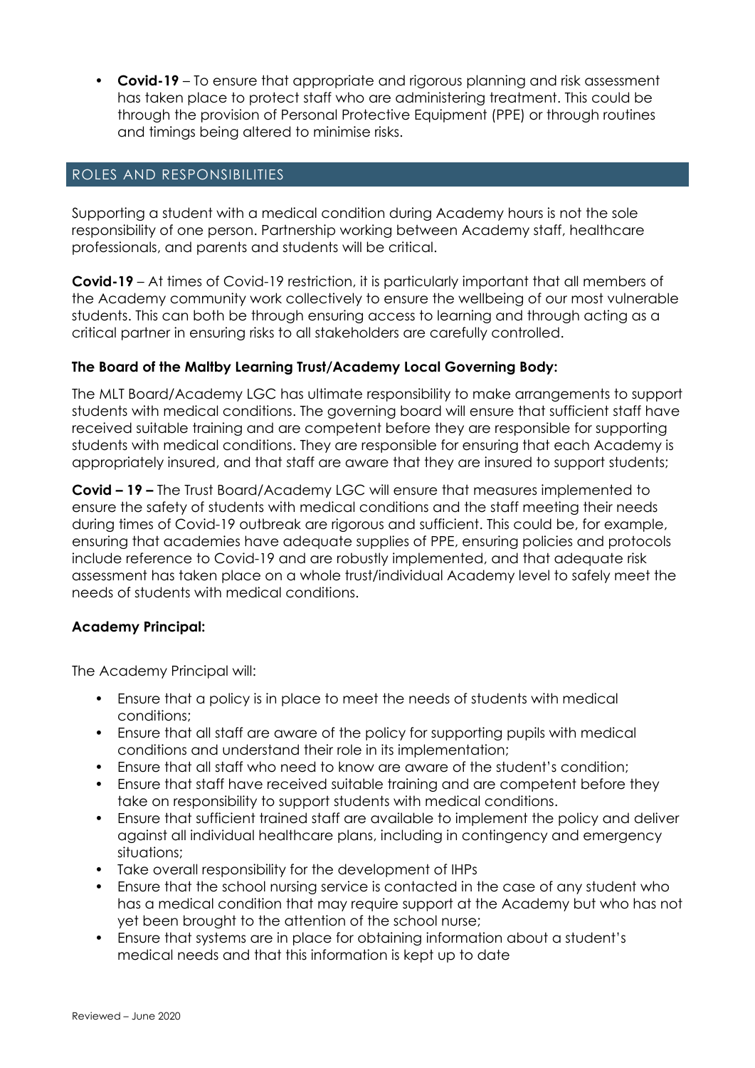- **Covid-19** – To ensure that appropriate and rigorous planning and risk assessment has taken place to protect staff who are administering treatment. This could be through the provision of Personal Protective Equipment (PPE) or through routines and timings being altered to minimise risks.

## ROLES AND RESPONSIBILITIES

Supporting a student with a medical condition during Academy hours is not the sole responsibility of one person. Partnership working between Academy staff, healthcare professionals, and parents and students will be critical.

**Covid-19** – At times of Covid-19 restriction, it is particularly important that all members of the Academy community work collectively to ensure the wellbeing of our most vulnerable students. This can both be through ensuring access to learning and through acting as a critical partner in ensuring risks to all stakeholders are carefully controlled.

**The Board of the Maltby Learning Trust/Academy Local Governing Body:**

The MLT Board/Academy LGC has ultimate responsibility to make arrangements to support students with medical conditions. The governing board will ensure that sufficient staff have received suitable training and are competent before they are responsible for supporting students with medical conditions. They are responsible for ensuring that each Academy is appropriately insured, and that staff are aware that they are insured to support students;

**Covid – 19 –** The Trust Board/Academy LGC will ensure that measures implemented to ensure the safety of students with medical conditions and the staff meeting their needs during times of Covid-19 outbreak are rigorous and sufficient. This could be, for example, ensuring that academies have adequate supplies of PPE, ensuring policies and protocols include reference to Covid-19 and are robustly implemented, and that adequate risk assessment has taken place on a whole trust/individual Academy level to safely meet the needs of students with medical conditions.

**Academy Principal:**

The Academy Principal will:

- Ensure that a policy is in place to meet the needs of students with medical conditions;
- Ensure that all staff are aware of the policy for supporting pupils with medical conditions and understand their role in its implementation;
- Ensure that all staff who need to know are aware of the student's condition;
- Ensure that staff have received suitable training and are competent before they take on responsibility to support students with medical conditions.
- Ensure that sufficient trained staff are available to implement the policy and deliver against all individual healthcare plans, including in contingency and emergency situations;
- Take overall responsibility for the development of IHPs
- Ensure that the school nursing service is contacted in the case of any student who has a medical condition that may require support at the Academy but who has not yet been brought to the attention of the school nurse;
- Ensure that systems are in place for obtaining information about a student's medical needs and that this information is kept up to date

Reviewed – June 2020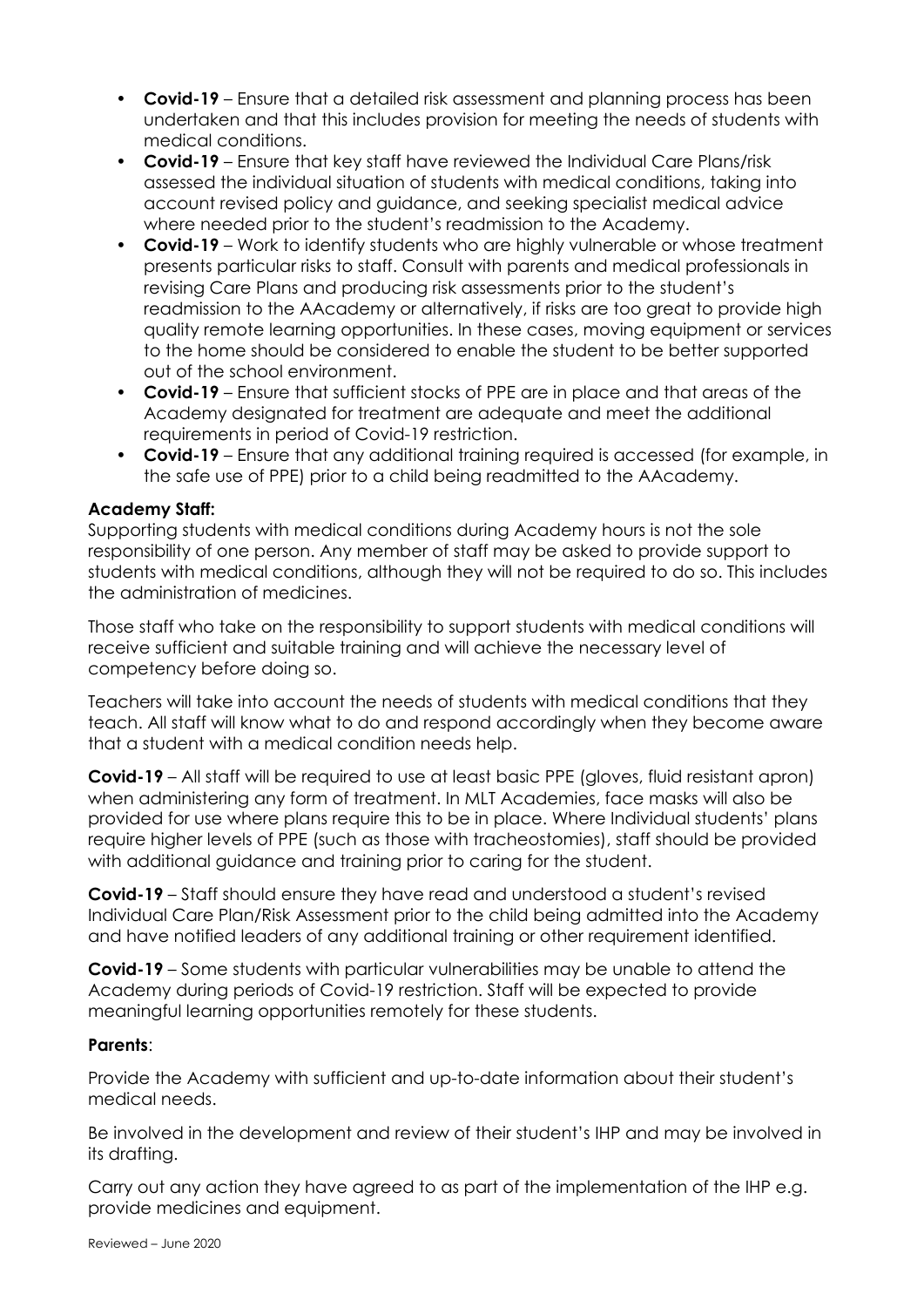- **Covid-19** – Ensure that a detailed risk assessment and planning process has been undertaken and that this includes provision for meeting the needs of students with medical conditions.
- **Covid-19** – Ensure that key staff have reviewed the Individual Care Plans/risk assessed the individual situation of students with medical conditions, taking into account revised policy and guidance, and seeking specialist medical advice where needed prior to the student's readmission to the Academy.
- **Covid-19** – Work to identify students who are highly vulnerable or whose treatment presents particular risks to staff. Consult with parents and medical professionals in revising Care Plans and producing risk assessments prior to the student's readmission to the AAcademy or alternatively, if risks are too great to provide high quality remote learning opportunities. In these cases, moving equipment or services to the home should be considered to enable the student to be better supported out of the school environment.
- **Covid-19** – Ensure that sufficient stocks of PPE are in place and that areas of the Academy designated for treatment are adequate and meet the additional requirements in period of Covid-19 restriction.
- **Covid-19** – Ensure that any additional training required is accessed (for example, in the safe use of PPE) prior to a child being readmitted to the AAcademy.

**Academy Staff:**
Supporting students with medical conditions during Academy hours is not the sole responsibility of one person. Any member of staff may be asked to provide support to students with medical conditions, although they will not be required to do so. This includes the administration of medicines.

Those staff who take on the responsibility to support students with medical conditions will receive sufficient and suitable training and will achieve the necessary level of competency before doing so.

Teachers will take into account the needs of students with medical conditions that they teach. All staff will know what to do and respond accordingly when they become aware that a student with a medical condition needs help.

**Covid-19** – All staff will be required to use at least basic PPE (gloves, fluid resistant apron) when administering any form of treatment. In MLT Academies, face masks will also be provided for use where plans require this to be in place. Where Individual students' plans require higher levels of PPE (such as those with tracheostomies), staff should be provided with additional guidance and training prior to caring for the student.

**Covid-19** – Staff should ensure they have read and understood a student's revised Individual Care Plan/Risk Assessment prior to the child being admitted into the Academy and have notified leaders of any additional training or other requirement identified.

**Covid-19** – Some students with particular vulnerabilities may be unable to attend the Academy during periods of Covid-19 restriction. Staff will be expected to provide meaningful learning opportunities remotely for these students.

**Parents**:

Provide the Academy with sufficient and up-to-date information about their student's medical needs.

Be involved in the development and review of their student's IHP and may be involved in its drafting.

Carry out any action they have agreed to as part of the implementation of the IHP e.g. provide medicines and equipment.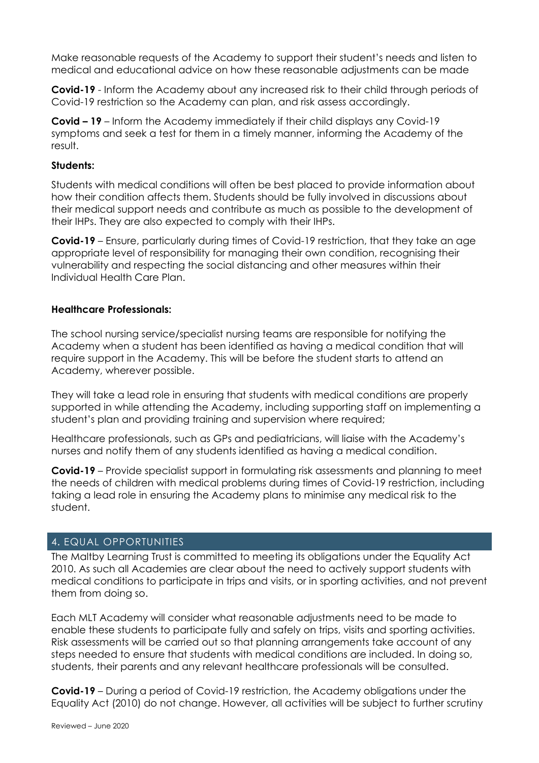Make reasonable requests of the Academy to support their student's needs and listen to medical and educational advice on how these reasonable adjustments can be made

**Covid-19** - Inform the Academy about any increased risk to their child through periods of Covid-19 restriction so the Academy can plan, and risk assess accordingly.

**Covid – 19** – Inform the Academy immediately if their child displays any Covid-19 symptoms and seek a test for them in a timely manner, informing the Academy of the result.

**Students:**

Students with medical conditions will often be best placed to provide information about how their condition affects them. Students should be fully involved in discussions about their medical support needs and contribute as much as possible to the development of their IHPs. They are also expected to comply with their IHPs.

**Covid-19** – Ensure, particularly during times of Covid-19 restriction, that they take an age appropriate level of responsibility for managing their own condition, recognising their vulnerability and respecting the social distancing and other measures within their Individual Health Care Plan.

**Healthcare Professionals:**

The school nursing service/specialist nursing teams are responsible for notifying the Academy when a student has been identified as having a medical condition that will require support in the Academy. This will be before the student starts to attend an Academy, wherever possible.

They will take a lead role in ensuring that students with medical conditions are properly supported in while attending the Academy, including supporting staff on implementing a student's plan and providing training and supervision where required;

Healthcare professionals, such as GPs and pediatricians, will liaise with the Academy's nurses and notify them of any students identified as having a medical condition.

**Covid-19** – Provide specialist support in formulating risk assessments and planning to meet the needs of children with medical problems during times of Covid-19 restriction, including taking a lead role in ensuring the Academy plans to minimise any medical risk to the student.

## 4. EQUAL OPPORTUNITIES

The Maltby Learning Trust is committed to meeting its obligations under the Equality Act 2010. As such all Academies are clear about the need to actively support students with medical conditions to participate in trips and visits, or in sporting activities, and not prevent them from doing so.

Each MLT Academy will consider what reasonable adjustments need to be made to enable these students to participate fully and safely on trips, visits and sporting activities. Risk assessments will be carried out so that planning arrangements take account of any steps needed to ensure that students with medical conditions are included. In doing so, students, their parents and any relevant healthcare professionals will be consulted.

**Covid-19** – During a period of Covid-19 restriction, the Academy obligations under the Equality Act (2010) do not change. However, all activities will be subject to further scrutiny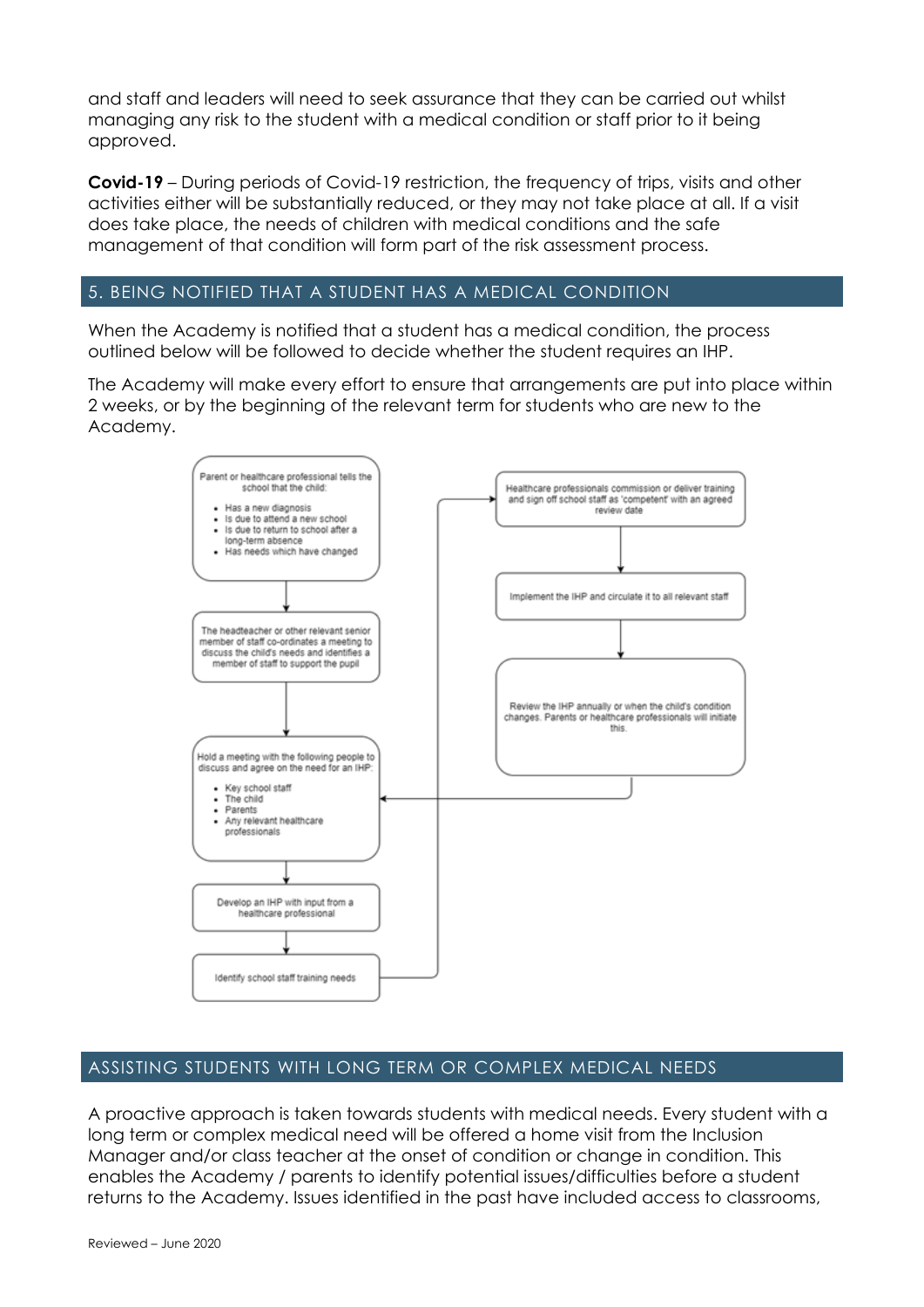and staff and leaders will need to seek assurance that they can be carried out whilst managing any risk to the student with a medical condition or staff prior to it being approved.

**Covid-19** – During periods of Covid-19 restriction, the frequency of trips, visits and other activities either will be substantially reduced, or they may not take place at all. If a visit does take place, the needs of children with medical conditions and the safe management of that condition will form part of the risk assessment process.

## 5. BEING NOTIFIED THAT A STUDENT HAS A MEDICAL CONDITION

When the Academy is notified that a student has a medical condition, the process outlined below will be followed to decide whether the student requires an IHP.

The Academy will make every effort to ensure that arrangements are put into place within 2 weeks, or by the beginning of the relevant term for students who are new to the Academy.

Parent or healthcare professional tells the school that the child:

- Has a new diagnosis
- Is due to attend a new school
- Is due to return to school after a long-term absence
- Has needs which have changed

↓

The headteacher or other relevant senior member of staff co-ordinates a meeting to discuss the child's needs and identifies a member of staff to support the pupil

↓

Hold a meeting with the following people to discuss and agree on the need for an IHP:

- Key school staff
- The child
- Parents
- Any relevant healthcare professionals

↓

Develop an IHP with input from a healthcare professional

↓

Identify school staff training needs

↓

Healthcare professionals commission or deliver training and sign off school staff as 'competent' with an agreed review date

↓

Implement the IHP and circulate it to all relevant staff

↓

Review the IHP annually or when the child's condition changes. Parents or healthcare professionals will initiate this.

(→ returns to "Hold a meeting with the following people to discuss and agree on the need for an IHP")

## ASSISTING STUDENTS WITH LONG TERM OR COMPLEX MEDICAL NEEDS

A proactive approach is taken towards students with medical needs. Every student with a long term or complex medical need will be offered a home visit from the Inclusion Manager and/or class teacher at the onset of condition or change in condition. This enables the Academy / parents to identify potential issues/difficulties before a student returns to the Academy. Issues identified in the past have included access to classrooms,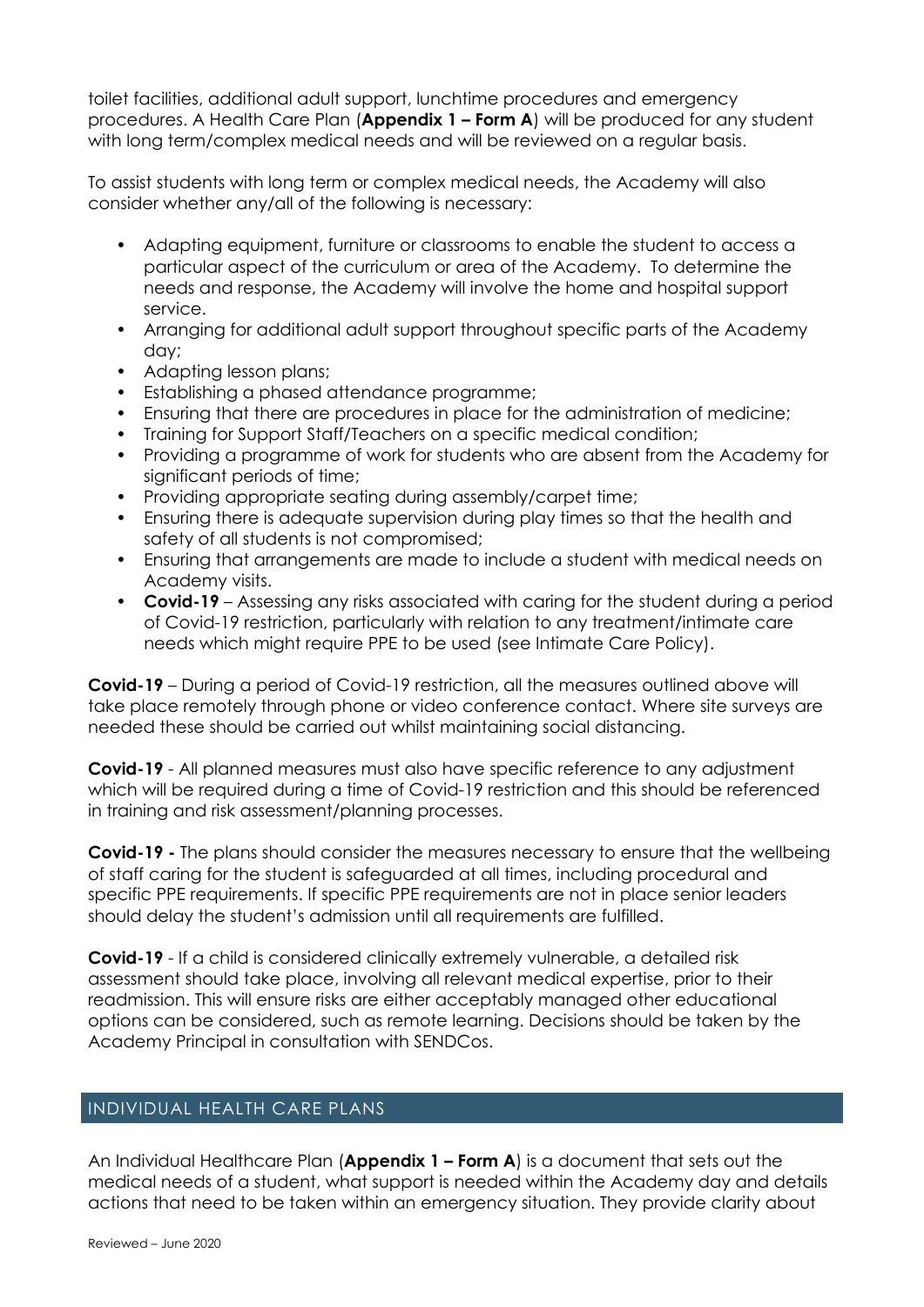toilet facilities, additional adult support, lunchtime procedures and emergency procedures. A Health Care Plan (**Appendix 1 – Form A**) will be produced for any student with long term/complex medical needs and will be reviewed on a regular basis.

To assist students with long term or complex medical needs, the Academy will also consider whether any/all of the following is necessary:

- Adapting equipment, furniture or classrooms to enable the student to access a particular aspect of the curriculum or area of the Academy. To determine the needs and response, the Academy will involve the home and hospital support service.
- Arranging for additional adult support throughout specific parts of the Academy day;
- Adapting lesson plans;
- Establishing a phased attendance programme;
- Ensuring that there are procedures in place for the administration of medicine;
- Training for Support Staff/Teachers on a specific medical condition;
- Providing a programme of work for students who are absent from the Academy for significant periods of time;
- Providing appropriate seating during assembly/carpet time;
- Ensuring there is adequate supervision during play times so that the health and safety of all students is not compromised;
- Ensuring that arrangements are made to include a student with medical needs on Academy visits.
- **Covid-19** – Assessing any risks associated with caring for the student during a period of Covid-19 restriction, particularly with relation to any treatment/intimate care needs which might require PPE to be used (see Intimate Care Policy).

**Covid-19** – During a period of Covid-19 restriction, all the measures outlined above will take place remotely through phone or video conference contact. Where site surveys are needed these should be carried out whilst maintaining social distancing.

**Covid-19** - All planned measures must also have specific reference to any adjustment which will be required during a time of Covid-19 restriction and this should be referenced in training and risk assessment/planning processes.

**Covid-19 -** The plans should consider the measures necessary to ensure that the wellbeing of staff caring for the student is safeguarded at all times, including procedural and specific PPE requirements. If specific PPE requirements are not in place senior leaders should delay the student's admission until all requirements are fulfilled.

**Covid-19** - If a child is considered clinically extremely vulnerable, a detailed risk assessment should take place, involving all relevant medical expertise, prior to their readmission. This will ensure risks are either acceptably managed other educational options can be considered, such as remote learning. Decisions should be taken by the Academy Principal in consultation with SENDCos.

## INDIVIDUAL HEALTH CARE PLANS

An Individual Healthcare Plan (**Appendix 1 – Form A**) is a document that sets out the medical needs of a student, what support is needed within the Academy day and details actions that need to be taken within an emergency situation. They provide clarity about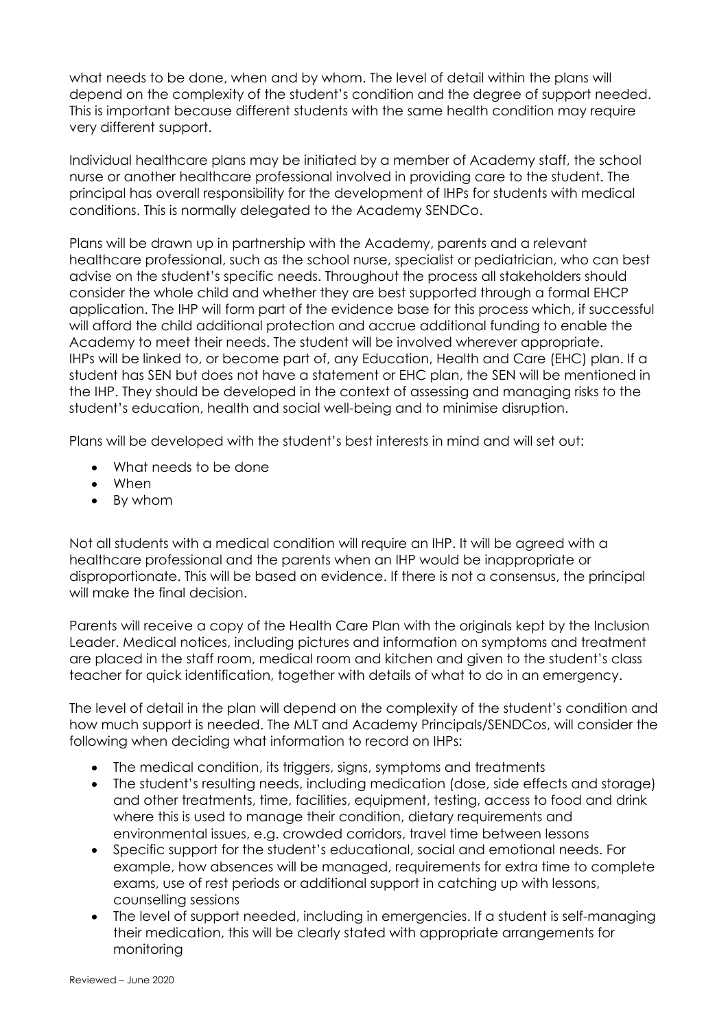what needs to be done, when and by whom. The level of detail within the plans will depend on the complexity of the student's condition and the degree of support needed. This is important because different students with the same health condition may require very different support.

Individual healthcare plans may be initiated by a member of Academy staff, the school nurse or another healthcare professional involved in providing care to the student. The principal has overall responsibility for the development of IHPs for students with medical conditions. This is normally delegated to the Academy SENDCo.

Plans will be drawn up in partnership with the Academy, parents and a relevant healthcare professional, such as the school nurse, specialist or pediatrician, who can best advise on the student's specific needs. Throughout the process all stakeholders should consider the whole child and whether they are best supported through a formal EHCP application. The IHP will form part of the evidence base for this process which, if successful will afford the child additional protection and accrue additional funding to enable the Academy to meet their needs. The student will be involved wherever appropriate. IHPs will be linked to, or become part of, any Education, Health and Care (EHC) plan. If a student has SEN but does not have a statement or EHC plan, the SEN will be mentioned in the IHP. They should be developed in the context of assessing and managing risks to the student's education, health and social well-being and to minimise disruption.

Plans will be developed with the student's best interests in mind and will set out:

- What needs to be done
- When
- By whom

Not all students with a medical condition will require an IHP. It will be agreed with a healthcare professional and the parents when an IHP would be inappropriate or disproportionate. This will be based on evidence. If there is not a consensus, the principal will make the final decision.

Parents will receive a copy of the Health Care Plan with the originals kept by the Inclusion Leader. Medical notices, including pictures and information on symptoms and treatment are placed in the staff room, medical room and kitchen and given to the student's class teacher for quick identification, together with details of what to do in an emergency.

The level of detail in the plan will depend on the complexity of the student's condition and how much support is needed. The MLT and Academy Principals/SENDCos, will consider the following when deciding what information to record on IHPs:

- The medical condition, its triggers, signs, symptoms and treatments
- The student's resulting needs, including medication (dose, side effects and storage) and other treatments, time, facilities, equipment, testing, access to food and drink where this is used to manage their condition, dietary requirements and environmental issues, e.g. crowded corridors, travel time between lessons
- Specific support for the student's educational, social and emotional needs. For example, how absences will be managed, requirements for extra time to complete exams, use of rest periods or additional support in catching up with lessons, counselling sessions
- The level of support needed, including in emergencies. If a student is self-managing their medication, this will be clearly stated with appropriate arrangements for monitoring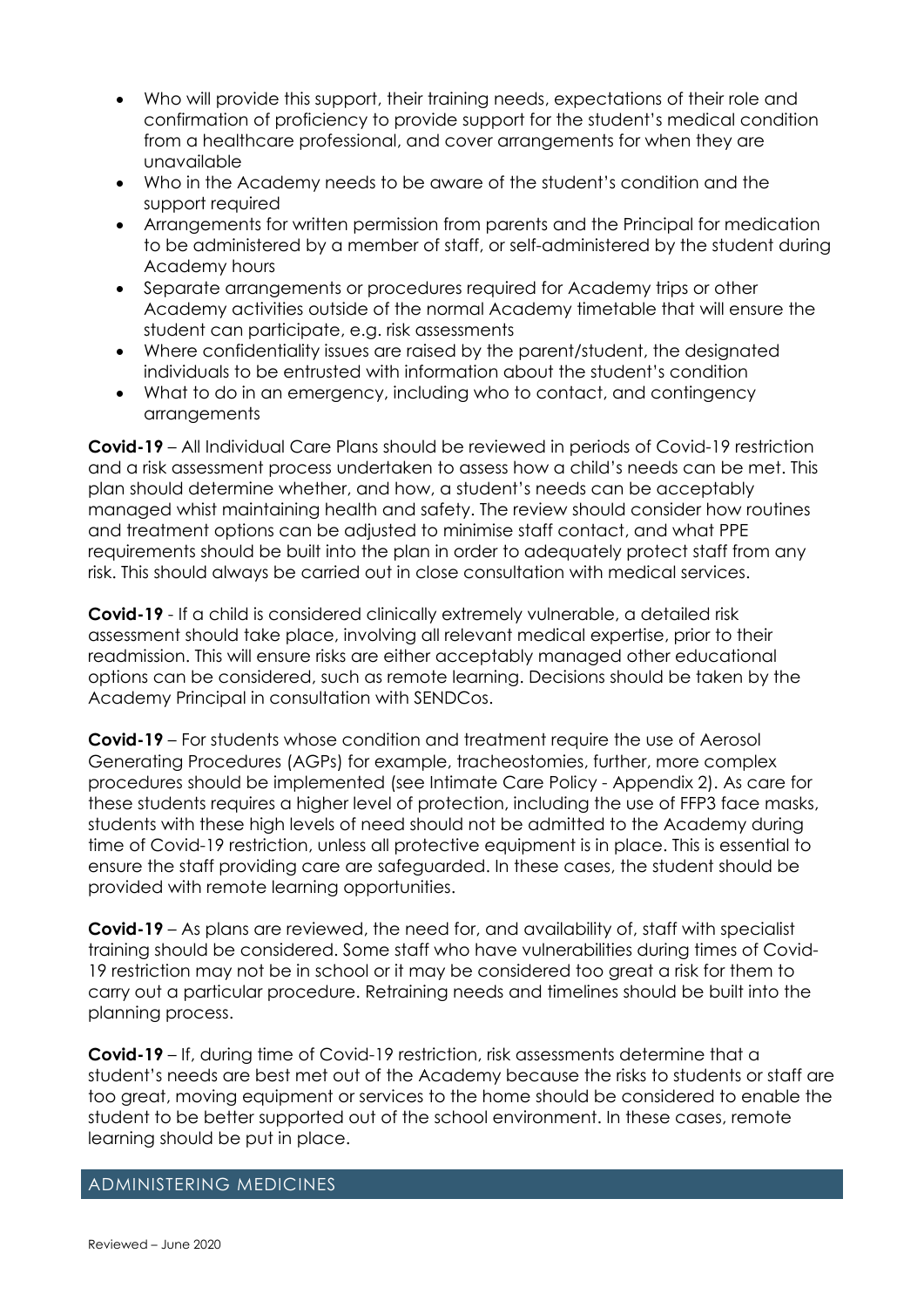- Who will provide this support, their training needs, expectations of their role and confirmation of proficiency to provide support for the student's medical condition from a healthcare professional, and cover arrangements for when they are unavailable
- Who in the Academy needs to be aware of the student's condition and the support required
- Arrangements for written permission from parents and the Principal for medication to be administered by a member of staff, or self-administered by the student during Academy hours
- Separate arrangements or procedures required for Academy trips or other Academy activities outside of the normal Academy timetable that will ensure the student can participate, e.g. risk assessments
- Where confidentiality issues are raised by the parent/student, the designated individuals to be entrusted with information about the student's condition
- What to do in an emergency, including who to contact, and contingency arrangements

**Covid-19** – All Individual Care Plans should be reviewed in periods of Covid-19 restriction and a risk assessment process undertaken to assess how a child's needs can be met. This plan should determine whether, and how, a student's needs can be acceptably managed whist maintaining health and safety. The review should consider how routines and treatment options can be adjusted to minimise staff contact, and what PPE requirements should be built into the plan in order to adequately protect staff from any risk. This should always be carried out in close consultation with medical services.

**Covid-19** - If a child is considered clinically extremely vulnerable, a detailed risk assessment should take place, involving all relevant medical expertise, prior to their readmission. This will ensure risks are either acceptably managed other educational options can be considered, such as remote learning. Decisions should be taken by the Academy Principal in consultation with SENDCos.

**Covid-19** – For students whose condition and treatment require the use of Aerosol Generating Procedures (AGPs) for example, tracheostomies, further, more complex procedures should be implemented (see Intimate Care Policy - Appendix 2). As care for these students requires a higher level of protection, including the use of FFP3 face masks, students with these high levels of need should not be admitted to the Academy during time of Covid-19 restriction, unless all protective equipment is in place. This is essential to ensure the staff providing care are safeguarded. In these cases, the student should be provided with remote learning opportunities.

**Covid-19** – As plans are reviewed, the need for, and availability of, staff with specialist training should be considered. Some staff who have vulnerabilities during times of Covid-19 restriction may not be in school or it may be considered too great a risk for them to carry out a particular procedure. Retraining needs and timelines should be built into the planning process.

**Covid-19** – If, during time of Covid-19 restriction, risk assessments determine that a student's needs are best met out of the Academy because the risks to students or staff are too great, moving equipment or services to the home should be considered to enable the student to be better supported out of the school environment. In these cases, remote learning should be put in place.

## ADMINISTERING MEDICINES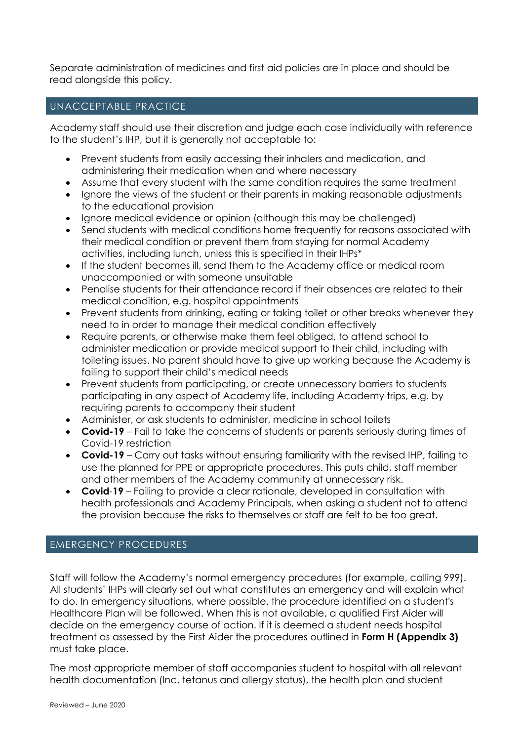Separate administration of medicines and first aid policies are in place and should be read alongside this policy.

## UNACCEPTABLE PRACTICE

Academy staff should use their discretion and judge each case individually with reference to the student's IHP, but it is generally not acceptable to:

- Prevent students from easily accessing their inhalers and medication, and administering their medication when and where necessary
- Assume that every student with the same condition requires the same treatment
- Ignore the views of the student or their parents in making reasonable adjustments to the educational provision
- Ignore medical evidence or opinion (although this may be challenged)
- Send students with medical conditions home frequently for reasons associated with their medical condition or prevent them from staying for normal Academy activities, including lunch, unless this is specified in their IHPs*
- If the student becomes ill, send them to the Academy office or medical room unaccompanied or with someone unsuitable
- Penalise students for their attendance record if their absences are related to their medical condition, e.g. hospital appointments
- Prevent students from drinking, eating or taking toilet or other breaks whenever they need to in order to manage their medical condition effectively
- Require parents, or otherwise make them feel obliged, to attend school to administer medication or provide medical support to their child, including with toileting issues. No parent should have to give up working because the Academy is failing to support their child's medical needs
- Prevent students from participating, or create unnecessary barriers to students participating in any aspect of Academy life, including Academy trips, e.g. by requiring parents to accompany their student
- Administer, or ask students to administer, medicine in school toilets
- **Covid-19** – Fail to take the concerns of students or parents seriously during times of Covid-19 restriction
- **Covid-19** – Carry out tasks without ensuring familiarity with the revised IHP, failing to use the planned for PPE or appropriate procedures. This puts child, staff member and other members of the Academy community at unnecessary risk.
- **Covid-19** – Failing to provide a clear rationale, developed in consultation with health professionals and Academy Principals, when asking a student not to attend the provision because the risks to themselves or staff are felt to be too great.

## EMERGENCY PROCEDURES

Staff will follow the Academy's normal emergency procedures (for example, calling 999). All students' IHPs will clearly set out what constitutes an emergency and will explain what to do. In emergency situations, where possible, the procedure identified on a student's Healthcare Plan will be followed. When this is not available, a qualified First Aider will decide on the emergency course of action. If it is deemed a student needs hospital treatment as assessed by the First Aider the procedures outlined in **Form H (Appendix 3)** must take place.

The most appropriate member of staff accompanies student to hospital with all relevant health documentation (Inc. tetanus and allergy status), the health plan and student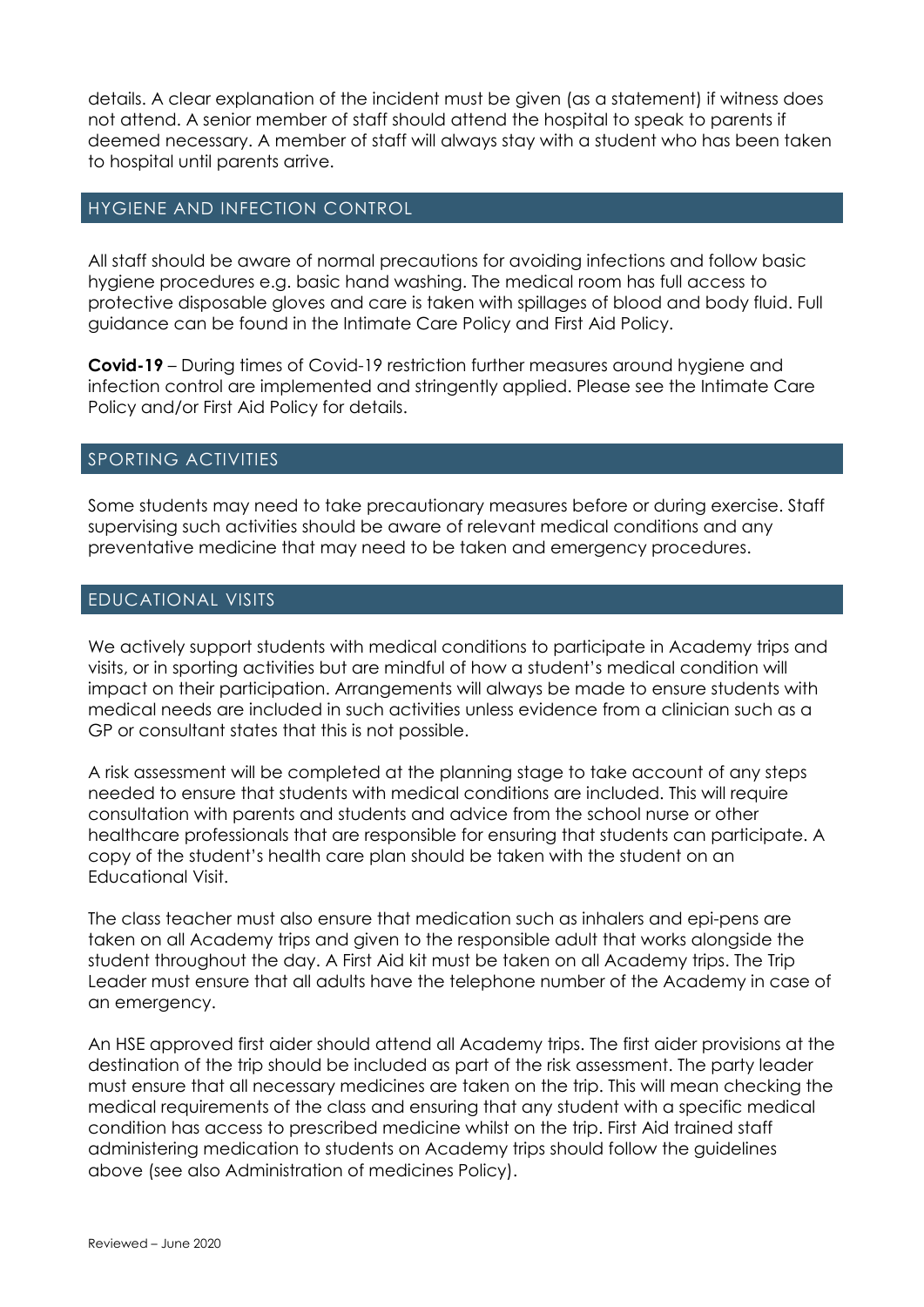details. A clear explanation of the incident must be given (as a statement) if witness does not attend. A senior member of staff should attend the hospital to speak to parents if deemed necessary. A member of staff will always stay with a student who has been taken to hospital until parents arrive.

## HYGIENE AND INFECTION CONTROL

All staff should be aware of normal precautions for avoiding infections and follow basic hygiene procedures e.g. basic hand washing. The medical room has full access to protective disposable gloves and care is taken with spillages of blood and body fluid. Full guidance can be found in the Intimate Care Policy and First Aid Policy.

**Covid-19** – During times of Covid-19 restriction further measures around hygiene and infection control are implemented and stringently applied. Please see the Intimate Care Policy and/or First Aid Policy for details.

## SPORTING ACTIVITIES

Some students may need to take precautionary measures before or during exercise. Staff supervising such activities should be aware of relevant medical conditions and any preventative medicine that may need to be taken and emergency procedures.

## EDUCATIONAL VISITS

We actively support students with medical conditions to participate in Academy trips and visits, or in sporting activities but are mindful of how a student's medical condition will impact on their participation. Arrangements will always be made to ensure students with medical needs are included in such activities unless evidence from a clinician such as a GP or consultant states that this is not possible.

A risk assessment will be completed at the planning stage to take account of any steps needed to ensure that students with medical conditions are included. This will require consultation with parents and students and advice from the school nurse or other healthcare professionals that are responsible for ensuring that students can participate. A copy of the student's health care plan should be taken with the student on an Educational Visit.

The class teacher must also ensure that medication such as inhalers and epi-pens are taken on all Academy trips and given to the responsible adult that works alongside the student throughout the day. A First Aid kit must be taken on all Academy trips. The Trip Leader must ensure that all adults have the telephone number of the Academy in case of an emergency.

An HSE approved first aider should attend all Academy trips. The first aider provisions at the destination of the trip should be included as part of the risk assessment. The party leader must ensure that all necessary medicines are taken on the trip. This will mean checking the medical requirements of the class and ensuring that any student with a specific medical condition has access to prescribed medicine whilst on the trip. First Aid trained staff administering medication to students on Academy trips should follow the guidelines above (see also Administration of medicines Policy).

Reviewed – June 2020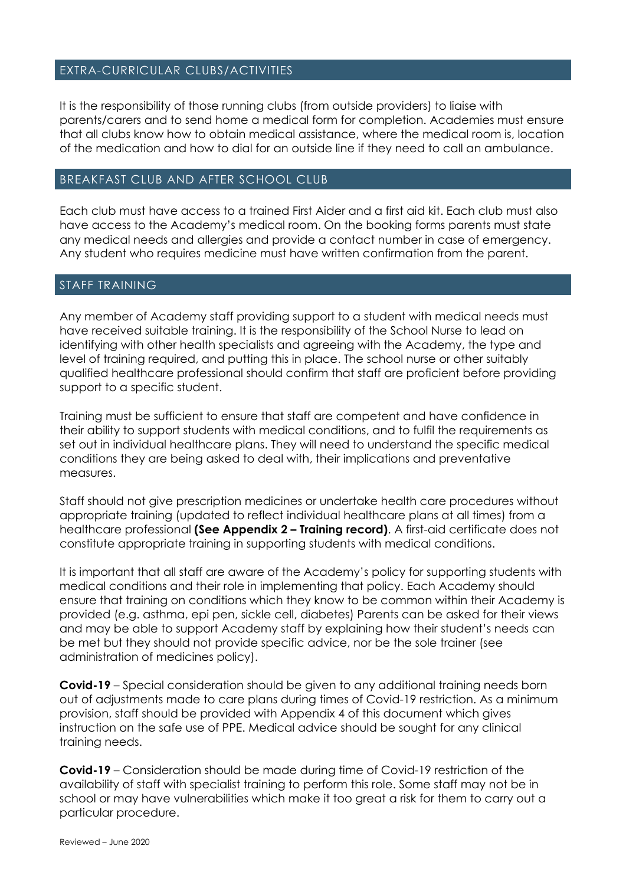## EXTRA-CURRICULAR CLUBS/ACTIVITIES

It is the responsibility of those running clubs (from outside providers) to liaise with parents/carers and to send home a medical form for completion. Academies must ensure that all clubs know how to obtain medical assistance, where the medical room is, location of the medication and how to dial for an outside line if they need to call an ambulance.

## BREAKFAST CLUB AND AFTER SCHOOL CLUB

Each club must have access to a trained First Aider and a first aid kit. Each club must also have access to the Academy's medical room. On the booking forms parents must state any medical needs and allergies and provide a contact number in case of emergency. Any student who requires medicine must have written confirmation from the parent.

## STAFF TRAINING

Any member of Academy staff providing support to a student with medical needs must have received suitable training. It is the responsibility of the School Nurse to lead on identifying with other health specialists and agreeing with the Academy, the type and level of training required, and putting this in place. The school nurse or other suitably qualified healthcare professional should confirm that staff are proficient before providing support to a specific student.

Training must be sufficient to ensure that staff are competent and have confidence in their ability to support students with medical conditions, and to fulfil the requirements as set out in individual healthcare plans. They will need to understand the specific medical conditions they are being asked to deal with, their implications and preventative measures.

Staff should not give prescription medicines or undertake health care procedures without appropriate training (updated to reflect individual healthcare plans at all times) from a healthcare professional **(See Appendix 2 – Training record)**. A first-aid certificate does not constitute appropriate training in supporting students with medical conditions.

It is important that all staff are aware of the Academy's policy for supporting students with medical conditions and their role in implementing that policy. Each Academy should ensure that training on conditions which they know to be common within their Academy is provided (e.g. asthma, epi pen, sickle cell, diabetes) Parents can be asked for their views and may be able to support Academy staff by explaining how their student's needs can be met but they should not provide specific advice, nor be the sole trainer (see administration of medicines policy).

**Covid-19** – Special consideration should be given to any additional training needs born out of adjustments made to care plans during times of Covid-19 restriction. As a minimum provision, staff should be provided with Appendix 4 of this document which gives instruction on the safe use of PPE. Medical advice should be sought for any clinical training needs.

**Covid-19** – Consideration should be made during time of Covid-19 restriction of the availability of staff with specialist training to perform this role. Some staff may not be in school or may have vulnerabilities which make it too great a risk for them to carry out a particular procedure.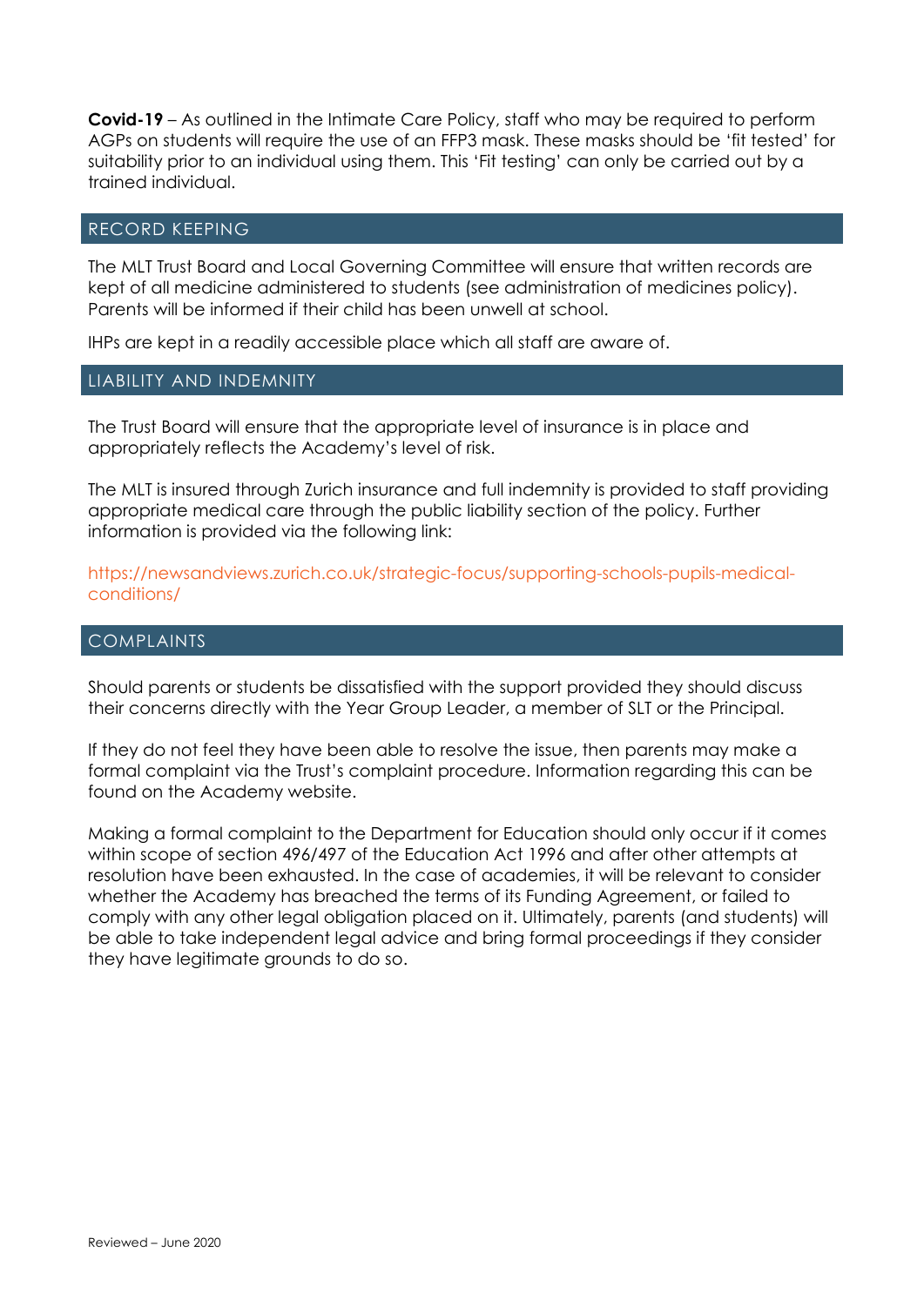**Covid-19** – As outlined in the Intimate Care Policy, staff who may be required to perform AGPs on students will require the use of an FFP3 mask. These masks should be 'fit tested' for suitability prior to an individual using them. This 'Fit testing' can only be carried out by a trained individual.

## RECORD KEEPING

The MLT Trust Board and Local Governing Committee will ensure that written records are kept of all medicine administered to students (see administration of medicines policy). Parents will be informed if their child has been unwell at school.

IHPs are kept in a readily accessible place which all staff are aware of.

## LIABILITY AND INDEMNITY

The Trust Board will ensure that the appropriate level of insurance is in place and appropriately reflects the Academy's level of risk.

The MLT is insured through Zurich insurance and full indemnity is provided to staff providing appropriate medical care through the public liability section of the policy. Further information is provided via the following link:

https://newsandviews.zurich.co.uk/strategic-focus/supporting-schools-pupils-medical-conditions/

## COMPLAINTS

Should parents or students be dissatisfied with the support provided they should discuss their concerns directly with the Year Group Leader, a member of SLT or the Principal.

If they do not feel they have been able to resolve the issue, then parents may make a formal complaint via the Trust's complaint procedure. Information regarding this can be found on the Academy website.

Making a formal complaint to the Department for Education should only occur if it comes within scope of section 496/497 of the Education Act 1996 and after other attempts at resolution have been exhausted. In the case of academies, it will be relevant to consider whether the Academy has breached the terms of its Funding Agreement, or failed to comply with any other legal obligation placed on it. Ultimately, parents (and students) will be able to take independent legal advice and bring formal proceedings if they consider they have legitimate grounds to do so.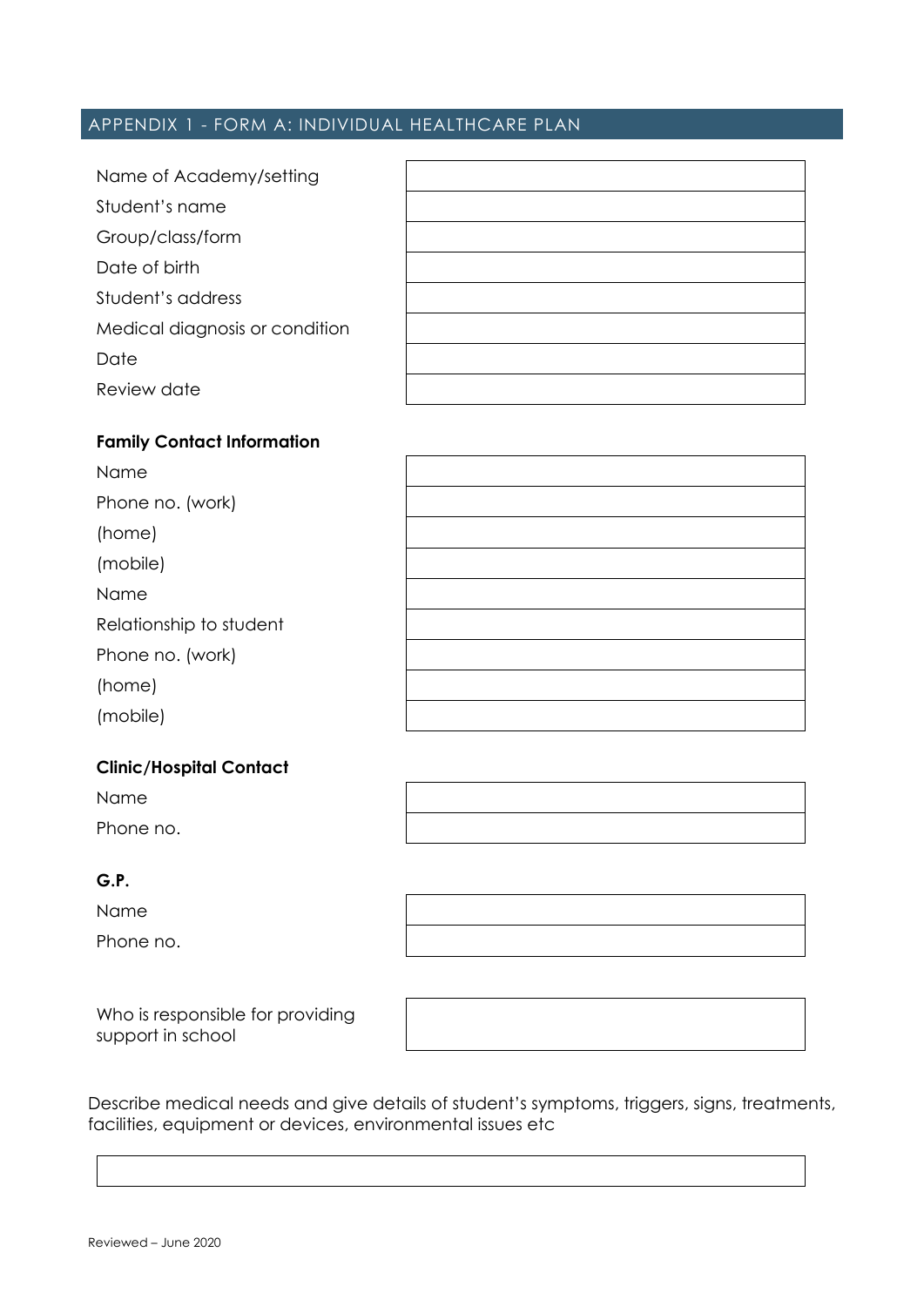## APPENDIX 1 - FORM A: INDIVIDUAL HEALTHCARE PLAN

| | |
|---|---|
| Name of Academy/setting | |
| Student's name | |
| Group/class/form | |
| Date of birth | |
| Student's address | |
| Medical diagnosis or condition | |
| Date | |
| Review date | |

**Family Contact Information**

| | |
|---|---|
| Name | |
| Phone no. (work) | |
| (home) | |
| (mobile) | |
| Name | |
| Relationship to student | |
| Phone no. (work) | |
| (home) | |
| (mobile) | |

**Clinic/Hospital Contact**

| | |
|---|---|
| Name | |
| Phone no. | |

**G.P.**

| | |
|---|---|
| Name | |
| Phone no. | |

| | |
|---|---|
| Who is responsible for providing support in school | |

Describe medical needs and give details of student's symptoms, triggers, signs, treatments, facilities, equipment or devices, environmental issues etc

| |
|---|
| |

Reviewed – June 2020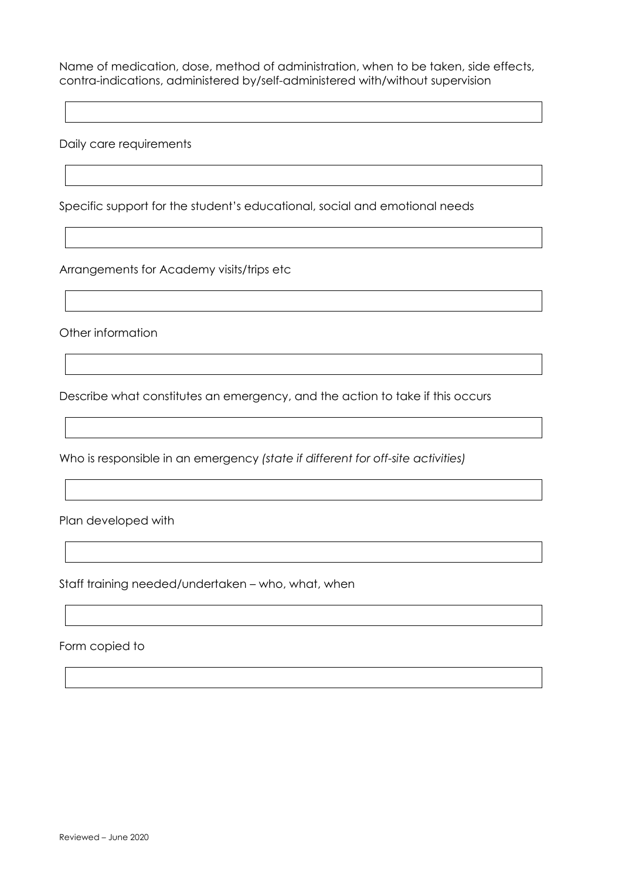Name of medication, dose, method of administration, when to be taken, side effects, contra-indications, administered by/self-administered with/without supervision

|  |
|---|

Daily care requirements

|  |
|---|

Specific support for the student's educational, social and emotional needs

|  |
|---|

Arrangements for Academy visits/trips etc

|  |
|---|

Other information

|  |
|---|

Describe what constitutes an emergency, and the action to take if this occurs

|  |
|---|

Who is responsible in an emergency *(state if different for off-site activities)*

|  |
|---|

Plan developed with

|  |
|---|

Staff training needed/undertaken – who, what, when

|  |
|---|

Form copied to

|  |
|---|

Reviewed – June 2020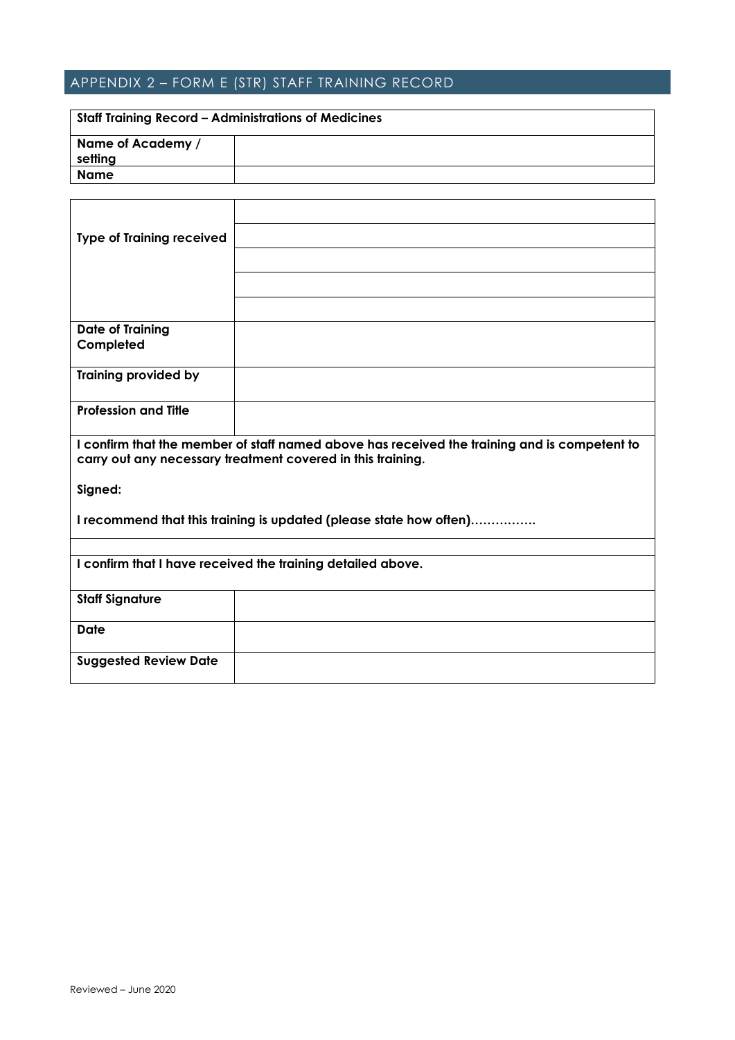## APPENDIX 2 – FORM E (STR) STAFF TRAINING RECORD

| **Staff Training Record – Administrations of Medicines** | |
|---|---|
| **Name of Academy / setting** | |
| **Name** | |

| | |
|---|---|
| **Type of Training received** | |
| | |
| | |
| | |
| | |
| **Date of Training Completed** | |
| **Training provided by** | |
| **Profession and Title** | |

**I confirm that the member of staff named above has received the training and is competent to carry out any necessary treatment covered in this training.**

**Signed:**

**I recommend that this training is updated (please state how often)…………….**

**I confirm that I have received the training detailed above.**

| | |
|---|---|
| **Staff Signature** | |
| **Date** | |
| **Suggested Review Date** | |

Reviewed – June 2020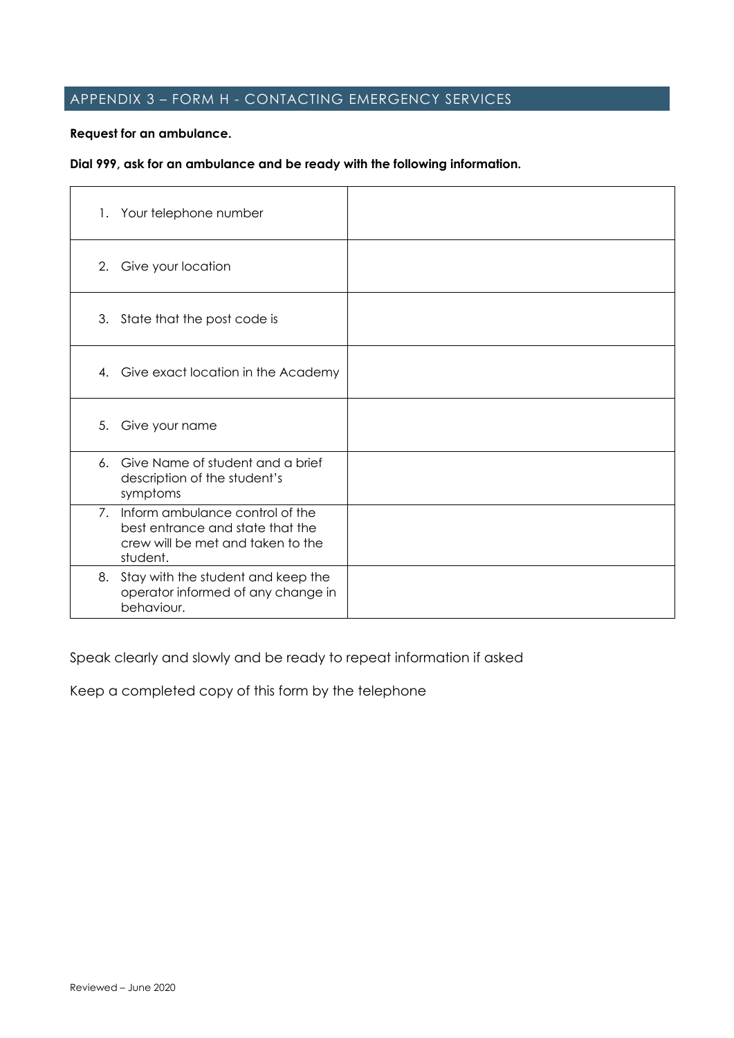## APPENDIX 3 – FORM H - CONTACTING EMERGENCY SERVICES

**Request for an ambulance.**

**Dial 999, ask for an ambulance and be ready with the following information.**

| | |
|---|---|
| 1. Your telephone number | |
| 2. Give your location | |
| 3. State that the post code is | |
| 4. Give exact location in the Academy | |
| 5. Give your name | |
| 6. Give Name of student and a brief description of the student's symptoms | |
| 7. Inform ambulance control of the best entrance and state that the crew will be met and taken to the student. | |
| 8. Stay with the student and keep the operator informed of any change in behaviour. | |

Speak clearly and slowly and be ready to repeat information if asked

Keep a completed copy of this form by the telephone

Reviewed – June 2020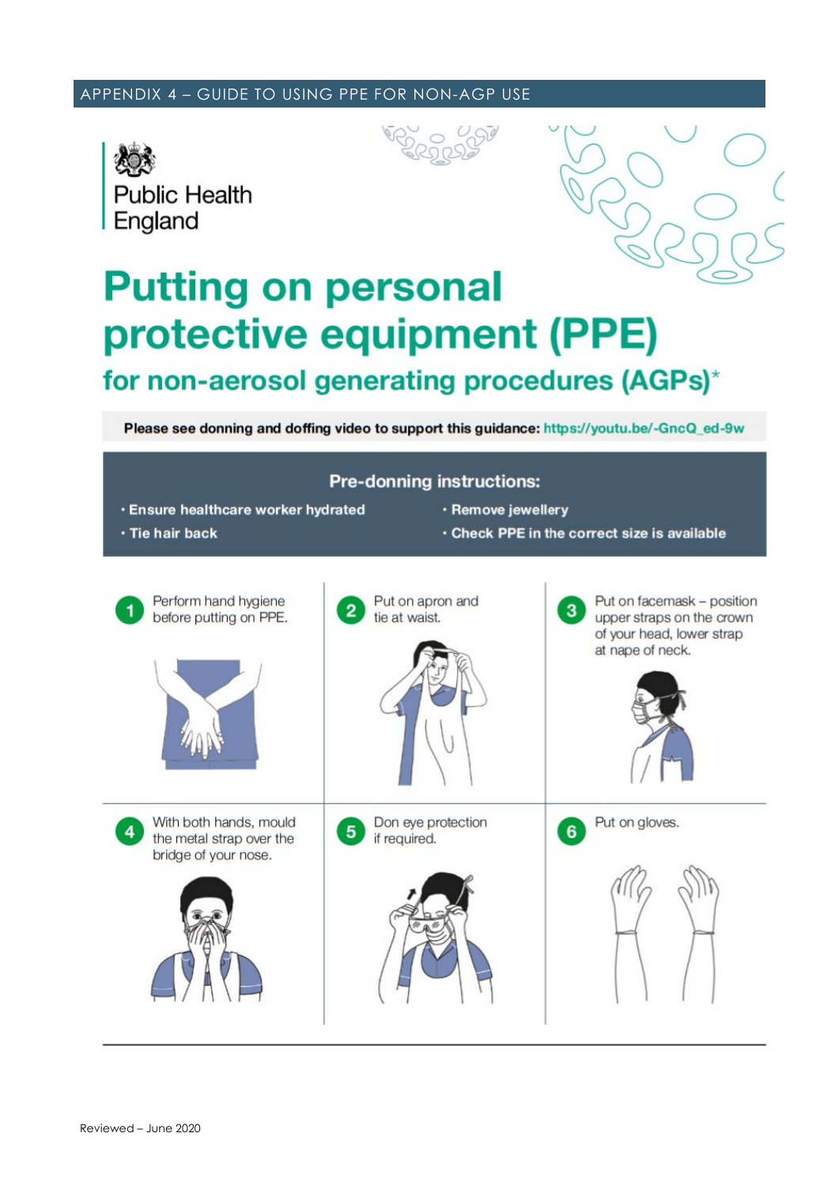## APPENDIX 4 – GUIDE TO USING PPE FOR NON-AGP USE

Public Health England

# Putting on personal protective equipment (PPE)

## for non-aerosol generating procedures (AGPs)*

**Please see donning and doffing video to support this guidance: https://youtu.be/-GncQ_ed-9w**

**Pre-donning instructions:**

- **Ensure healthcare worker hydrated**
- **Tie hair back**
- **Remove jewellery**
- **Check PPE in the correct size is available**

1. Perform hand hygiene before putting on PPE.
2. Put on apron and tie at waist.
3. Put on facemask – position upper straps on the crown of your head, lower strap at nape of neck.
4. With both hands, mould the metal strap over the bridge of your nose.
5. Don eye protection if required.
6. Put on gloves.

Reviewed – June 2020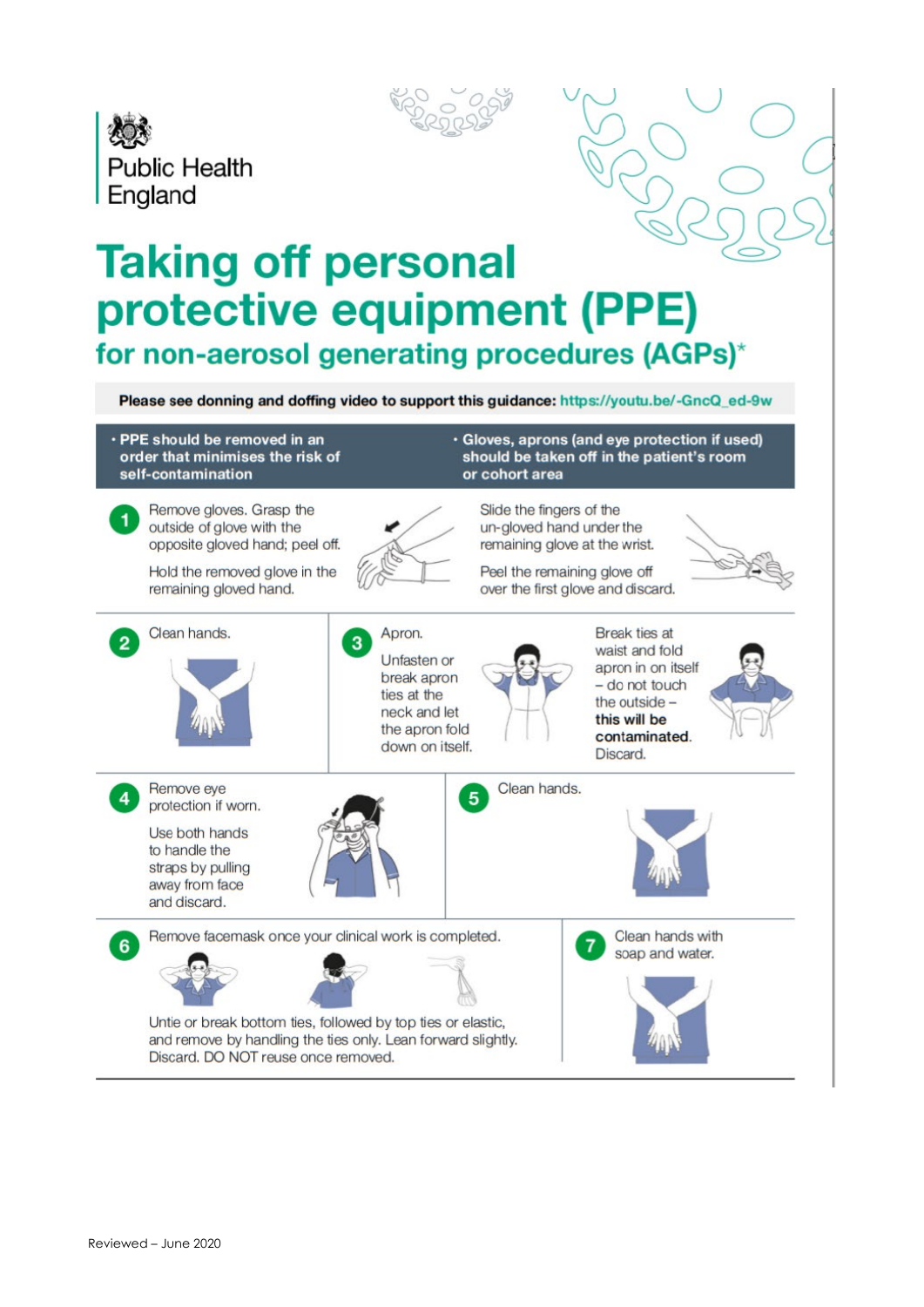Public Health England

# Taking off personal protective equipment (PPE)

## for non-aerosol generating procedures (AGPs)*

**Please see donning and doffing video to support this guidance: https://youtu.be/-GncQ_ed-9w**

- **PPE should be removed in an order that minimises the risk of self-contamination**
- **Gloves, aprons (and eye protection if used) should be taken off in the patient's room or cohort area**

**1** Remove gloves. Grasp the outside of glove with the opposite gloved hand; peel off.

Hold the removed glove in the remaining gloved hand.

Slide the fingers of the un-gloved hand under the remaining glove at the wrist.

Peel the remaining glove off over the first glove and discard.

**2** Clean hands.

**3** Apron.

Unfasten or break apron ties at the neck and let the apron fold down on itself.

Break ties at waist and fold apron in on itself – do not touch the outside – **this will be contaminated**. Discard.

**4** Remove eye protection if worn.

Use both hands to handle the straps by pulling away from face and discard.

**5** Clean hands.

**6** Remove facemask once your clinical work is completed.

Untie or break bottom ties, followed by top ties or elastic, and remove by handling the ties only. Lean forward slightly. Discard. DO NOT reuse once removed.

**7** Clean hands with soap and water.

Reviewed – June 2020